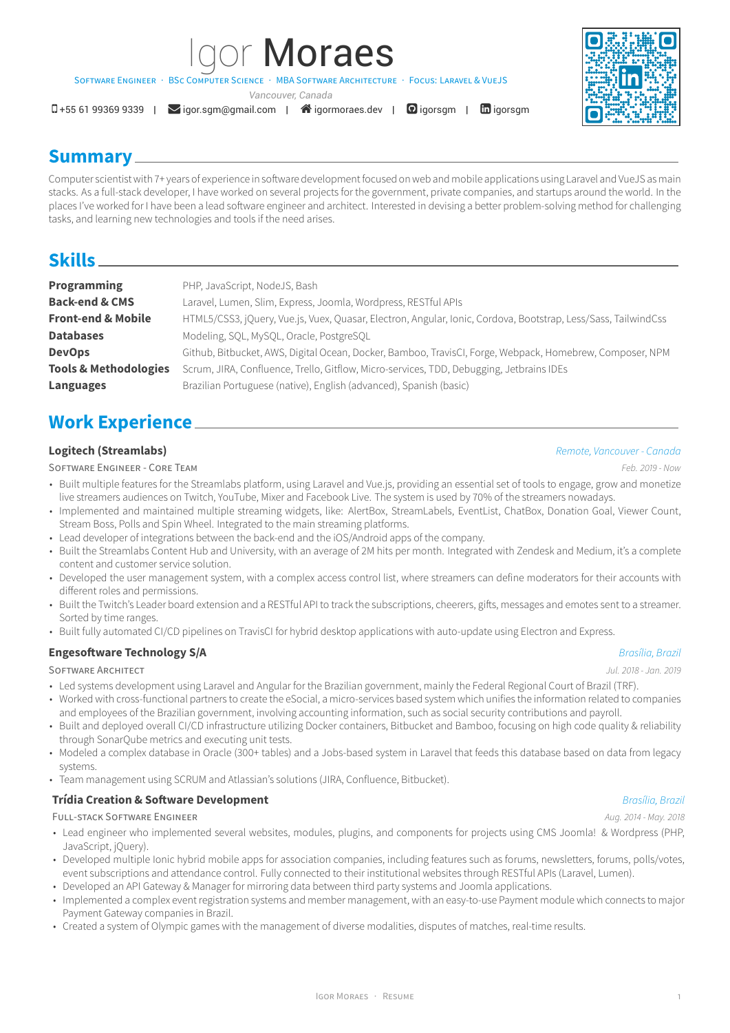# Igor Moraes

Software Engineer · BSc Computer Science · MBA Software Architecture · Focus: Laravel & VueJS

*Vancouver, Canada*

+55 61 99369 9339 | igor.sgm@gmail.com | igormoraes.dev | igorsgm | igorsgm

## Summary

Computer scientist with 7+ years of experience in software development focused on web and mobile applications using Laravel and VueJS as main stacks. As a full-stack developer, I have worked on several projects for the government, private companies, and startups around the world. In the places I've worked for I have been a lead software engineer and architect. Interested in devising a better problem-solving method for challenging tasks, and learning new technologies and tools if the need arises.

## Skills

| | |
|---|---|
| **Programming** | PHP, JavaScript, NodeJS, Bash |
| **Back-end & CMS** | Laravel, Lumen, Slim, Express, Joomla, Wordpress, RESTful APIs |
| **Front-end & Mobile** | HTML5/CSS3, jQuery, Vue.js, Vuex, Quasar, Electron, Angular, Ionic, Cordova, Bootstrap, Less/Sass, TailwindCss |
| **Databases** | Modeling, SQL, MySQL, Oracle, PostgreSQL |
| **DevOps** | Github, Bitbucket, AWS, Digital Ocean, Docker, Bamboo, TravisCI, Forge, Webpack, Homebrew, Composer, NPM |
| **Tools & Methodologies** | Scrum, JIRA, Confluence, Trello, Gitflow, Micro-services, TDD, Debugging, Jetbrains IDEs |
| **Languages** | Brazilian Portuguese (native), English (advanced), Spanish (basic) |

## Work Experience

### Logitech (Streamlabs)

*Remote, Vancouver - Canada*

Software Engineer - Core Team — *Feb. 2019 - Now*

- Built multiple features for the Streamlabs platform, using Laravel and Vue.js, providing an essential set of tools to engage, grow and monetize live streamers audiences on Twitch, YouTube, Mixer and Facebook Live. The system is used by 70% of the streamers nowadays.
- Implemented and maintained multiple streaming widgets, like: AlertBox, StreamLabels, EventList, ChatBox, Donation Goal, Viewer Count, Stream Boss, Polls and Spin Wheel. Integrated to the main streaming platforms.
- Lead developer of integrations between the back-end and the iOS/Android apps of the company.
- Built the Streamlabs Content Hub and University, with an average of 2M hits per month. Integrated with Zendesk and Medium, it's a complete content and customer service solution.
- Developed the user management system, with a complex access control list, where streamers can define moderators for their accounts with different roles and permissions.
- Built the Twitch's Leader board extension and a RESTful API to track the subscriptions, cheerers, gifts, messages and emotes sent to a streamer. Sorted by time ranges.
- Built fully automated CI/CD pipelines on TravisCI for hybrid desktop applications with auto-update using Electron and Express.

### Engesoftware Technology S/A

*Brasília, Brazil*

Software Architect — *Jul. 2018 - Jan. 2019*

- Led systems development using Laravel and Angular for the Brazilian government, mainly the Federal Regional Court of Brazil (TRF).
- Worked with cross-functional partners to create the eSocial, a micro-services based system which unifies the information related to companies and employees of the Brazilian government, involving accounting information, such as social security contributions and payroll.
- Built and deployed overall CI/CD infrastructure utilizing Docker containers, Bitbucket and Bamboo, focusing on high code quality & reliability through SonarQube metrics and executing unit tests.
- Modeled a complex database in Oracle (300+ tables) and a Jobs-based system in Laravel that feeds this database based on data from legacy systems.
- Team management using SCRUM and Atlassian's solutions (JIRA, Confluence, Bitbucket).

### Trídia Creation & Software Development

*Brasília, Brazil*

Full-stack Software Engineer — *Aug. 2014 - May. 2018*

- Lead engineer who implemented several websites, modules, plugins, and components for projects using CMS Joomla! & Wordpress (PHP, JavaScript, jQuery).
- Developed multiple Ionic hybrid mobile apps for association companies, including features such as forums, newsletters, forums, polls/votes, event subscriptions and attendance control. Fully connected to their institutional websites through RESTful APIs (Laravel, Lumen).
- Developed an API Gateway & Manager for mirroring data between third party systems and Joomla applications.
- Implemented a complex event registration systems and member management, with an easy-to-use Payment module which connects to major Payment Gateway companies in Brazil.
- Created a system of Olympic games with the management of diverse modalities, disputes of matches, real-time results.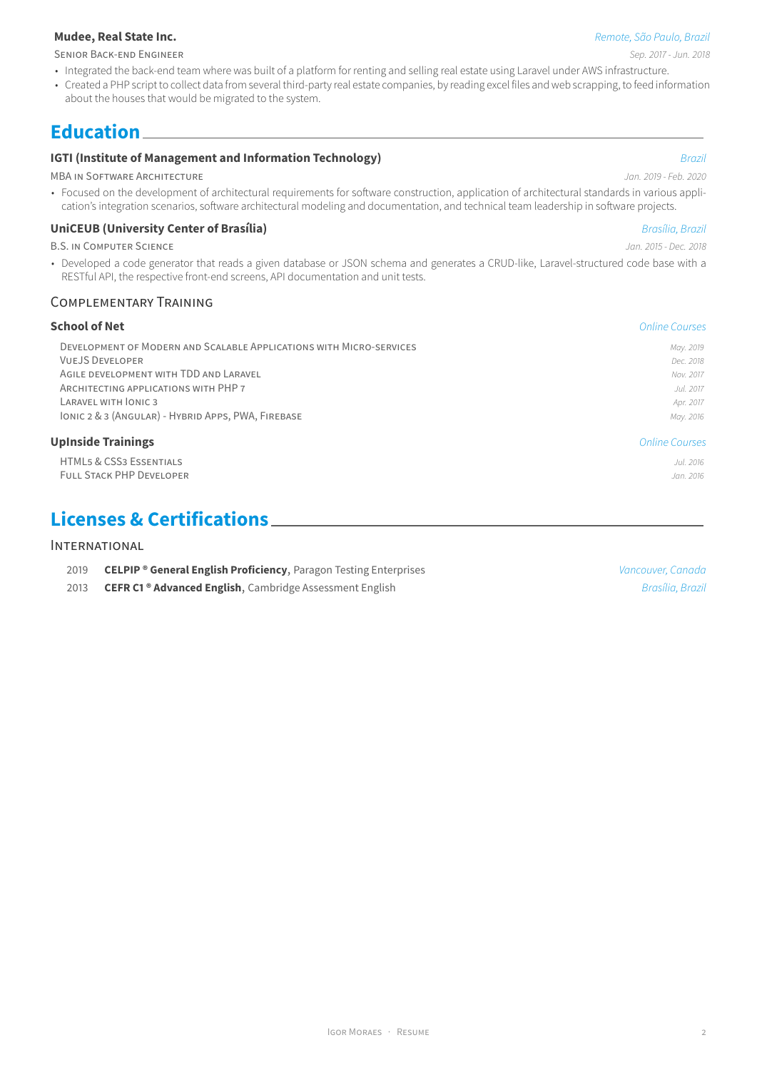**Mudee, Real State Inc.** *Remote, São Paulo, Brazil*

Senior Back-end Engineer *Sep. 2017 - Jun. 2018*

- Integrated the back-end team where was built of a platform for renting and selling real estate using Laravel under AWS infrastructure.
- Created a PHP script to collect data from several third-party real estate companies, by reading excel files and web scrapping, to feed information about the houses that would be migrated to the system.

## Education

**IGTI (Institute of Management and Information Technology)** *Brazil*

MBA in Software Architecture *Jan. 2019 - Feb. 2020*

- Focused on the development of architectural requirements for software construction, application of architectural standards in various application's integration scenarios, software architectural modeling and documentation, and technical team leadership in software projects.

**UniCEUB (University Center of Brasília)** *Brasília, Brazil*

B.S. in Computer Science *Jan. 2015 - Dec. 2018*

- Developed a code generator that reads a given database or JSON schema and generates a CRUD-like, Laravel-structured code base with a RESTful API, the respective front-end screens, API documentation and unit tests.

### Complementary Training

**School of Net** *Online Courses*

- Development of Modern and Scalable Applications with Micro-services *May. 2019*
- VueJS Developer *Dec. 2018*
- Agile development with TDD and Laravel *Nov. 2017*
- Architecting applications with PHP 7 *Jul. 2017*
- Laravel with Ionic 3 *Apr. 2017*
- Ionic 2 & 3 (Angular) - Hybrid Apps, PWA, Firebase *May. 2016*

**UpInside Trainings** *Online Courses*

- HTML5 & CSS3 Essentials *Jul. 2016*
- Full Stack PHP Developer *Jan. 2016*

## Licenses & Certifications

### International

- 2019 **CELPIP ® General English Proficiency**, Paragon Testing Enterprises *Vancouver, Canada*
- 2013 **CEFR C1 ® Advanced English**, Cambridge Assessment English *Brasília, Brazil*